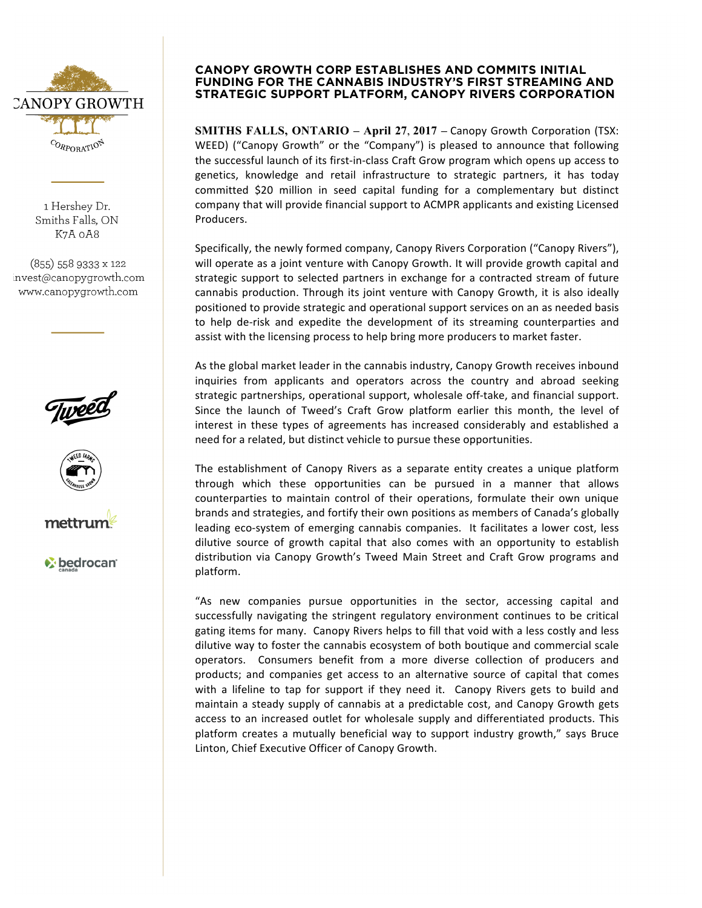# CANOPY GROWTH CORP ESTABLISHES AND COMMITS INITIAL FUNDING FOR THE CANNABIS INDUSTRY'S FIRST STREAMING AND STRATEGIC SUPPORT PLATFORM, CANOPY RIVERS CORPORATION

1 Hershey Dr.
Smiths Falls, ON
K7A 0A8

(855) 558 9333 x 122
invest@canopygrowth.com
www.canopygrowth.com

**SMITHS FALLS, ONTARIO – April 27, 2017** – Canopy Growth Corporation (TSX: WEED) ("Canopy Growth" or the "Company") is pleased to announce that following the successful launch of its first-in-class Craft Grow program which opens up access to genetics, knowledge and retail infrastructure to strategic partners, it has today committed $20 million in seed capital funding for a complementary but distinct company that will provide financial support to ACMPR applicants and existing Licensed Producers.

Specifically, the newly formed company, Canopy Rivers Corporation ("Canopy Rivers"), will operate as a joint venture with Canopy Growth. It will provide growth capital and strategic support to selected partners in exchange for a contracted stream of future cannabis production. Through its joint venture with Canopy Growth, it is also ideally positioned to provide strategic and operational support services on an as needed basis to help de-risk and expedite the development of its streaming counterparties and assist with the licensing process to help bring more producers to market faster.

As the global market leader in the cannabis industry, Canopy Growth receives inbound inquiries from applicants and operators across the country and abroad seeking strategic partnerships, operational support, wholesale off-take, and financial support. Since the launch of Tweed's Craft Grow platform earlier this month, the level of interest in these types of agreements has increased considerably and established a need for a related, but distinct vehicle to pursue these opportunities.

The establishment of Canopy Rivers as a separate entity creates a unique platform through which these opportunities can be pursued in a manner that allows counterparties to maintain control of their operations, formulate their own unique brands and strategies, and fortify their own positions as members of Canada's globally leading eco-system of emerging cannabis companies. It facilitates a lower cost, less dilutive source of growth capital that also comes with an opportunity to establish distribution via Canopy Growth's Tweed Main Street and Craft Grow programs and platform.

"As new companies pursue opportunities in the sector, accessing capital and successfully navigating the stringent regulatory environment continues to be critical gating items for many. Canopy Rivers helps to fill that void with a less costly and less dilutive way to foster the cannabis ecosystem of both boutique and commercial scale operators. Consumers benefit from a more diverse collection of producers and products; and companies get access to an alternative source of capital that comes with a lifeline to tap for support if they need it. Canopy Rivers gets to build and maintain a steady supply of cannabis at a predictable cost, and Canopy Growth gets access to an increased outlet for wholesale supply and differentiated products. This platform creates a mutually beneficial way to support industry growth," says Bruce Linton, Chief Executive Officer of Canopy Growth.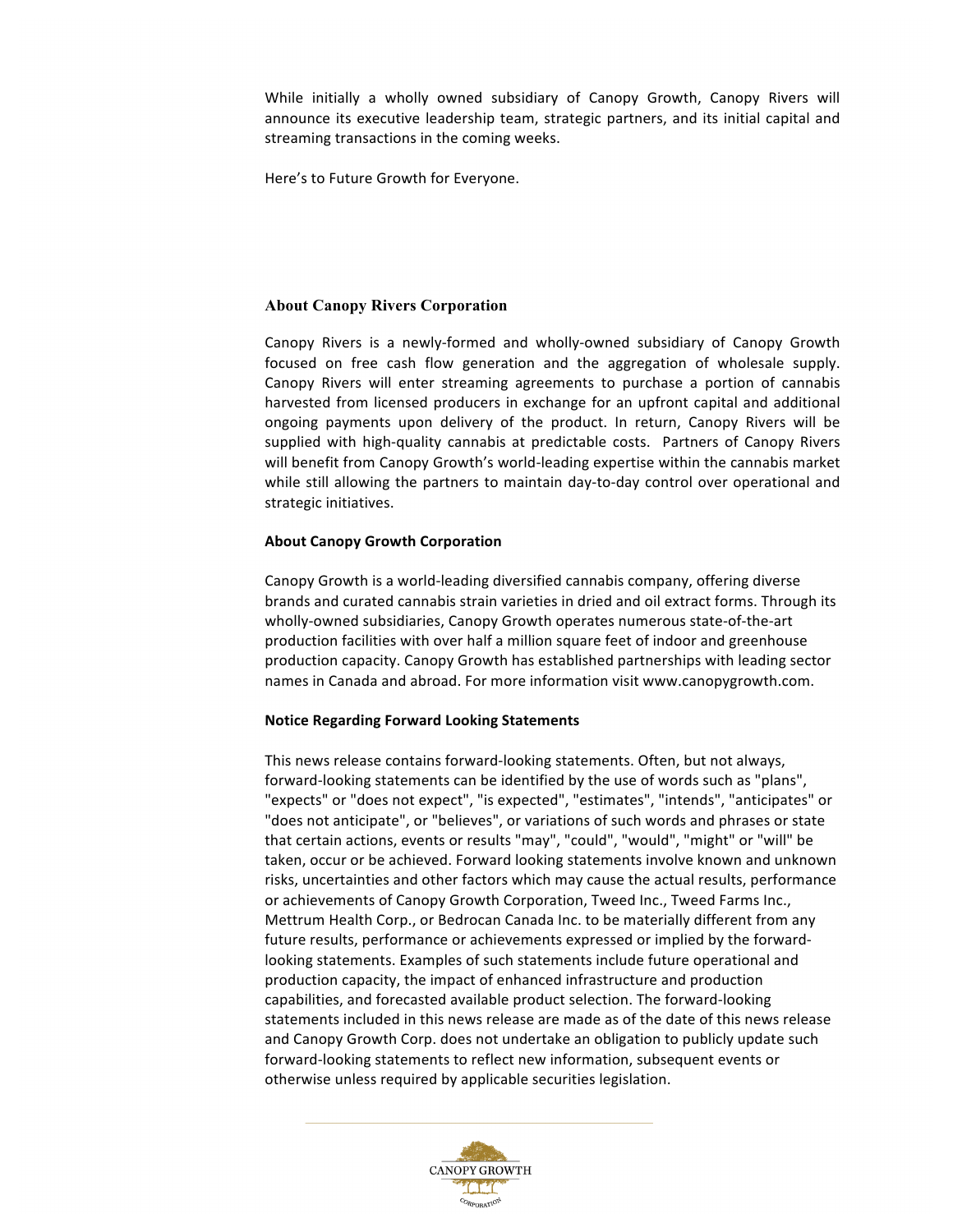While initially a wholly owned subsidiary of Canopy Growth, Canopy Rivers will announce its executive leadership team, strategic partners, and its initial capital and streaming transactions in the coming weeks.

Here's to Future Growth for Everyone.

## About Canopy Rivers Corporation

Canopy Rivers is a newly-formed and wholly-owned subsidiary of Canopy Growth focused on free cash flow generation and the aggregation of wholesale supply. Canopy Rivers will enter streaming agreements to purchase a portion of cannabis harvested from licensed producers in exchange for an upfront capital and additional ongoing payments upon delivery of the product. In return, Canopy Rivers will be supplied with high-quality cannabis at predictable costs. Partners of Canopy Rivers will benefit from Canopy Growth's world-leading expertise within the cannabis market while still allowing the partners to maintain day-to-day control over operational and strategic initiatives.

**About Canopy Growth Corporation**

Canopy Growth is a world-leading diversified cannabis company, offering diverse brands and curated cannabis strain varieties in dried and oil extract forms. Through its wholly-owned subsidiaries, Canopy Growth operates numerous state-of-the-art production facilities with over half a million square feet of indoor and greenhouse production capacity. Canopy Growth has established partnerships with leading sector names in Canada and abroad. For more information visit www.canopygrowth.com.

**Notice Regarding Forward Looking Statements**

This news release contains forward-looking statements. Often, but not always, forward-looking statements can be identified by the use of words such as "plans", "expects" or "does not expect", "is expected", "estimates", "intends", "anticipates" or "does not anticipate", or "believes", or variations of such words and phrases or state that certain actions, events or results "may", "could", "would", "might" or "will" be taken, occur or be achieved. Forward looking statements involve known and unknown risks, uncertainties and other factors which may cause the actual results, performance or achievements of Canopy Growth Corporation, Tweed Inc., Tweed Farms Inc., Mettrum Health Corp., or Bedrocan Canada Inc. to be materially different from any future results, performance or achievements expressed or implied by the forward-looking statements. Examples of such statements include future operational and production capacity, the impact of enhanced infrastructure and production capabilities, and forecasted available product selection. The forward-looking statements included in this news release are made as of the date of this news release and Canopy Growth Corp. does not undertake an obligation to publicly update such forward-looking statements to reflect new information, subsequent events or otherwise unless required by applicable securities legislation.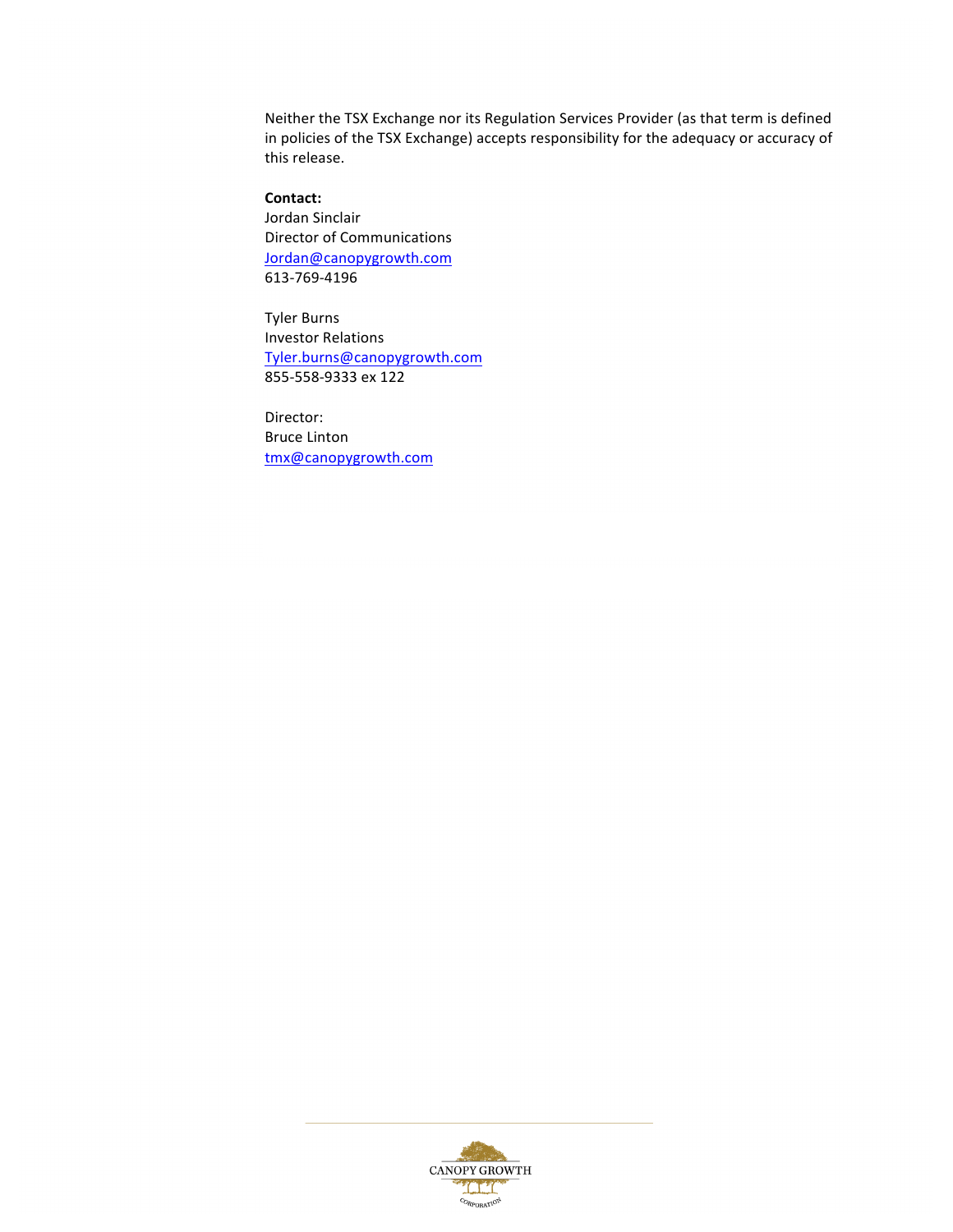Neither the TSX Exchange nor its Regulation Services Provider (as that term is defined in policies of the TSX Exchange) accepts responsibility for the adequacy or accuracy of this release.

**Contact:**
Jordan Sinclair
Director of Communications
Jordan@canopygrowth.com
613-769-4196

Tyler Burns
Investor Relations
Tyler.burns@canopygrowth.com
855-558-9333 ex 122

Director:
Bruce Linton
tmx@canopygrowth.com